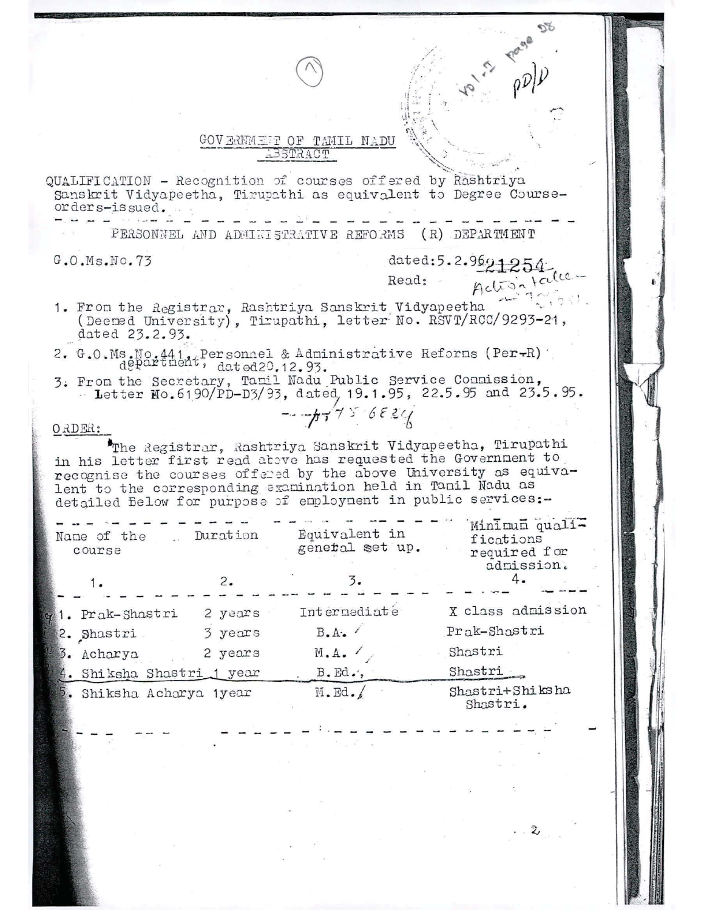# GOVERNMENT OF TAMIL NADU

## ABSTRACT

QUALIFICATION - Recognition of courses offered by Rashtriya Sanskrit Vidyapeetha, Tirupathi as equivalent to Degree Course-orders-issued.

---

PERSONNEL AND ADMINISTRATIVE REFORMS (R) DEPARTMENT

G.O.Ms.No.73 dated:5.2.96

Read:

1. From the Registrar, Rashtriya Sanskrit Vidyapeetha (Deemed University), Tirupathi, letter No. RSVT/RCC/9293-21, dated 23.2.93.
2. G.O.Ms.No.441, Personnel & Administrative Reforms (Per-R) department, dated20.12.93.
3. From the Secretary, Tamil Nadu Public Service Commission, Letter No.6190/PD-D3/93, dated 19.1.95, 22.5.95 and 23.5.95.

ORDER:

The Registrar, Rashtriya Sanskrit Vidyapeetha, Tirupathi in his letter first read above has requested the Government to recognise the courses offered by the above University as equivalent to the corresponding examination held in Tamil Nadu as detailed below for purpose of employment in public services:-

| Name of the course | Duration | Equivalent in general set up. | Minimum qualifications required for admission. |
|---|---|---|---|
| 1. | 2. | 3. | 4. |
| 1. Prak-Shastri | 2 years | Intermediate | X class admission |
| 2. Shastri | 3 years | B.A. | Prak-Shastri |
| 3. Acharya | 2 years | M.A. | Shastri |
| 4. Shiksha Shastri | 1 year | B.Ed., | Shastri |
| 5. Shiksha Acharya | 1year | M.Ed. | Shastri+Shiksha Shastri. |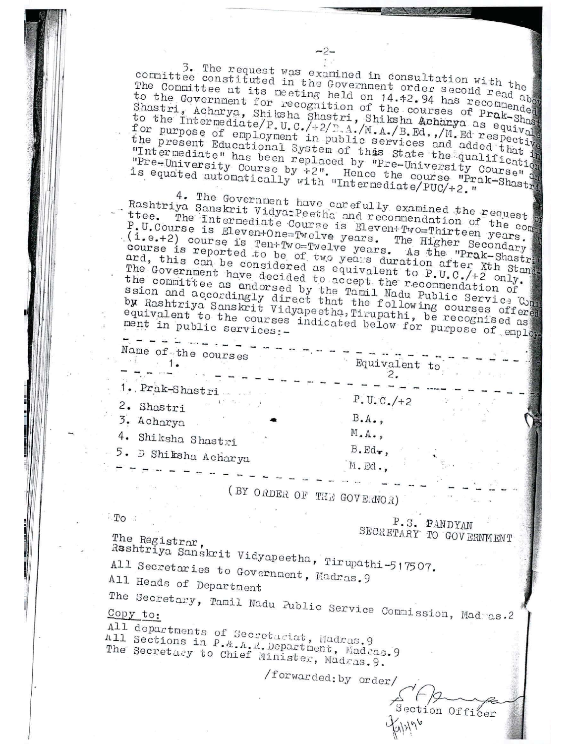3. The request was examined in consultation with the committee constituted in the Government order second read above. The Committee at its meeting held on 14.12.94 has recommended to the Government for recognition of the courses of Prak-Shastri, Shastri, Acharya, Shiksha Shastri, Shiksha Acharya as equivalent to the Intermediate/P.U.C./+2/B.A./M.A./B.Ed.,/M.Ed respectively for purpose of employment in public services and added that in the present Educational System of this State the qualification "Intermediate" has been replaced by "Pre-University Course" and "Pre-University Course by +2". Hence the course "Prak-Shastri" is equated automatically with "Intermediate/PUC/+2."

4. The Government have carefully examined the request of Rashtriya Sanskrit Vidya:Peetha and recommendation of the committee. The Intermediate Course is Eleven+Two=Thirteen years. The P.U.Course is Eleven+One=Twelve years. The Higher Secondary (i.e.+2) course is Ten+Two=Twelve years. As the "Prak-Shastri" course is reported to be of two years duration after Xth Standard, this can be considered as equivalent to P.U.C./+2 only. The Government have decided to accept the recommendation of the committee as endorsed by the Tamil Nadu Public Service Commission and accordingly direct that the following courses offered by Rashtriya Sanskrit Vidyapeetha, Tirupathi, be recognised as equivalent to the courses indicated below for purpose of employment in public services:-

| Name of the courses<br>1. | Equivalent to<br>2. |
|---|---|
| 1. Prak-Shastri | P.U.C./+2 |
| 2. Shastri | B.A., |
| 3. Acharya | M.A., |
| 4. Shiksha Shastri | B.Ed., |
| 5. Shiksha Acharya | M.Ed., |

(BY ORDER OF THE GOVERNOR)

P.S. PANDYAN
SECRETARY TO GOVERNMENT

To

The Registrar,
Rashtriya Sanskrit Vidyapeetha, Tirupathi-517507.
All Secretaries to Government, Madras.9
All Heads of Department
The Secretary, Tamil Nadu Public Service Commission, Madras.2

Copy to:

All departments of Secretariat, Madras.9
All Sections in P.&.A.R.Department, Madras.9
The Secretary to Chief Minister, Madras.9.

/forwarded:by order/

Section Officer